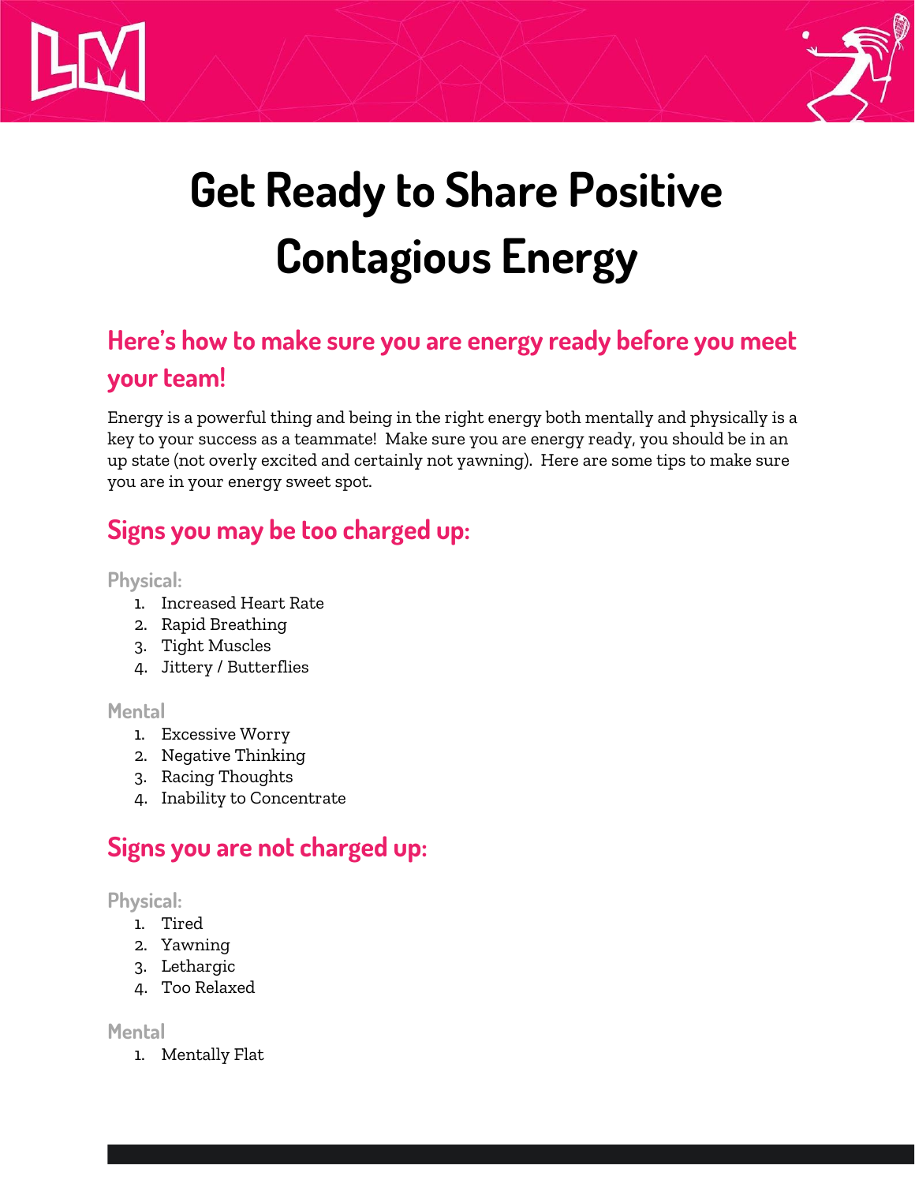# Get Ready to Share Positive Contagious Energy

## Here's how to make sure you are energy ready before you meet your team!

Energy is a powerful thing and being in the right energy both mentally and physically is a key to your success as a teammate! Make sure you are energy ready, you should be in an up state (not overly excited and certainly not yawning). Here are some tips to make sure you are in your energy sweet spot.

## Signs you may be too charged up:

### Physical:

1. Increased Heart Rate
2. Rapid Breathing
3. Tight Muscles
4. Jittery / Butterflies

### Mental

1. Excessive Worry
2. Negative Thinking
3. Racing Thoughts
4. Inability to Concentrate

## Signs you are not charged up:

### Physical:

1. Tired
2. Yawning
3. Lethargic
4. Too Relaxed

### Mental

1. Mentally Flat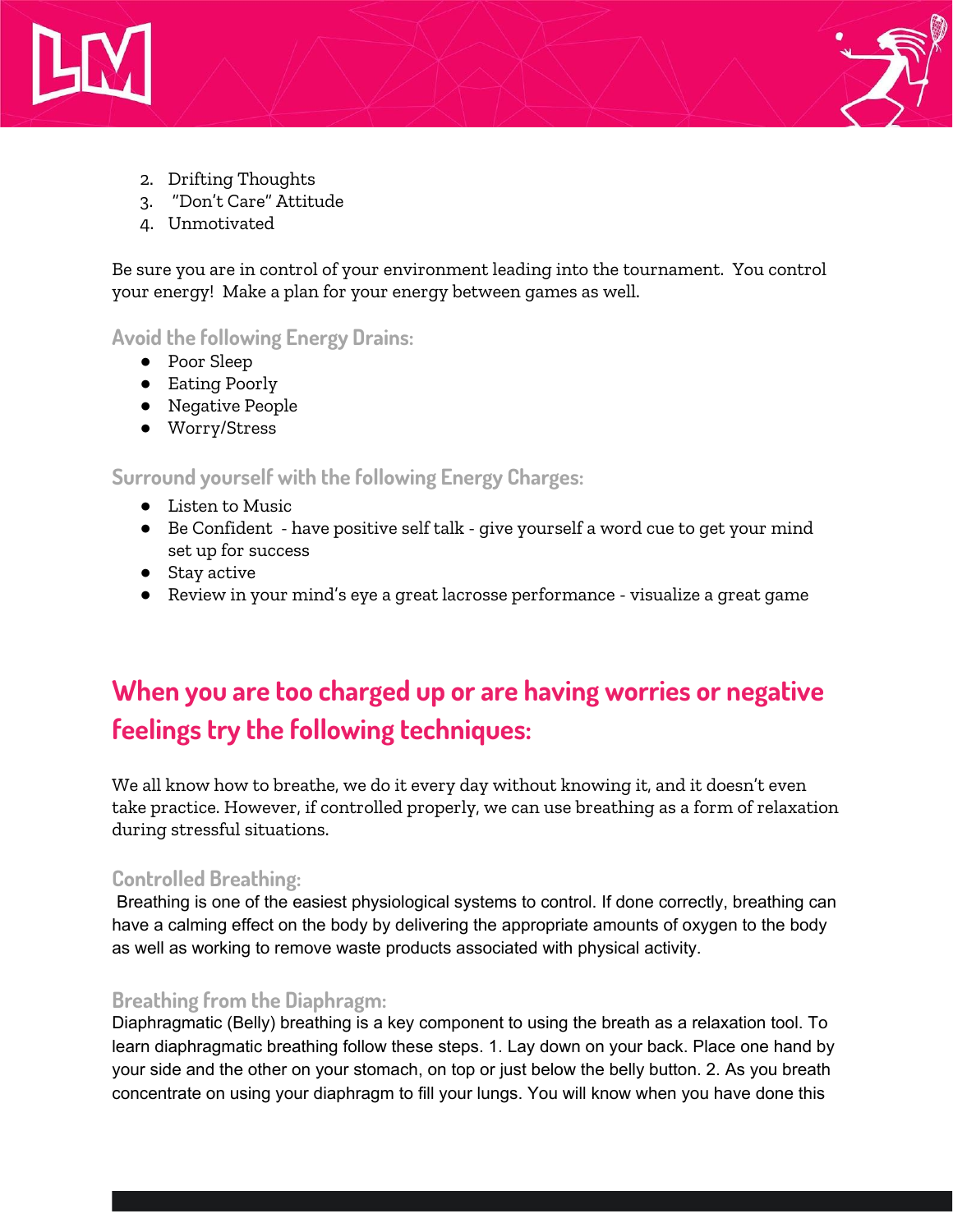2. Drifting Thoughts
3. "Don't Care" Attitude
4. Unmotivated

Be sure you are in control of your environment leading into the tournament. You control your energy! Make a plan for your energy between games as well.

### Avoid the following Energy Drains:

- Poor Sleep
- Eating Poorly
- Negative People
- Worry/Stress

### Surround yourself with the following Energy Charges:

- Listen to Music
- Be Confident - have positive self talk - give yourself a word cue to get your mind set up for success
- Stay active
- Review in your mind's eye a great lacrosse performance - visualize a great game

## When you are too charged up or are having worries or negative feelings try the following techniques:

We all know how to breathe, we do it every day without knowing it, and it doesn't even take practice. However, if controlled properly, we can use breathing as a form of relaxation during stressful situations.

### Controlled Breathing:

Breathing is one of the easiest physiological systems to control. If done correctly, breathing can have a calming effect on the body by delivering the appropriate amounts of oxygen to the body as well as working to remove waste products associated with physical activity.

### Breathing from the Diaphragm:

Diaphragmatic (Belly) breathing is a key component to using the breath as a relaxation tool. To learn diaphragmatic breathing follow these steps. 1. Lay down on your back. Place one hand by your side and the other on your stomach, on top or just below the belly button. 2. As you breath concentrate on using your diaphragm to fill your lungs. You will know when you have done this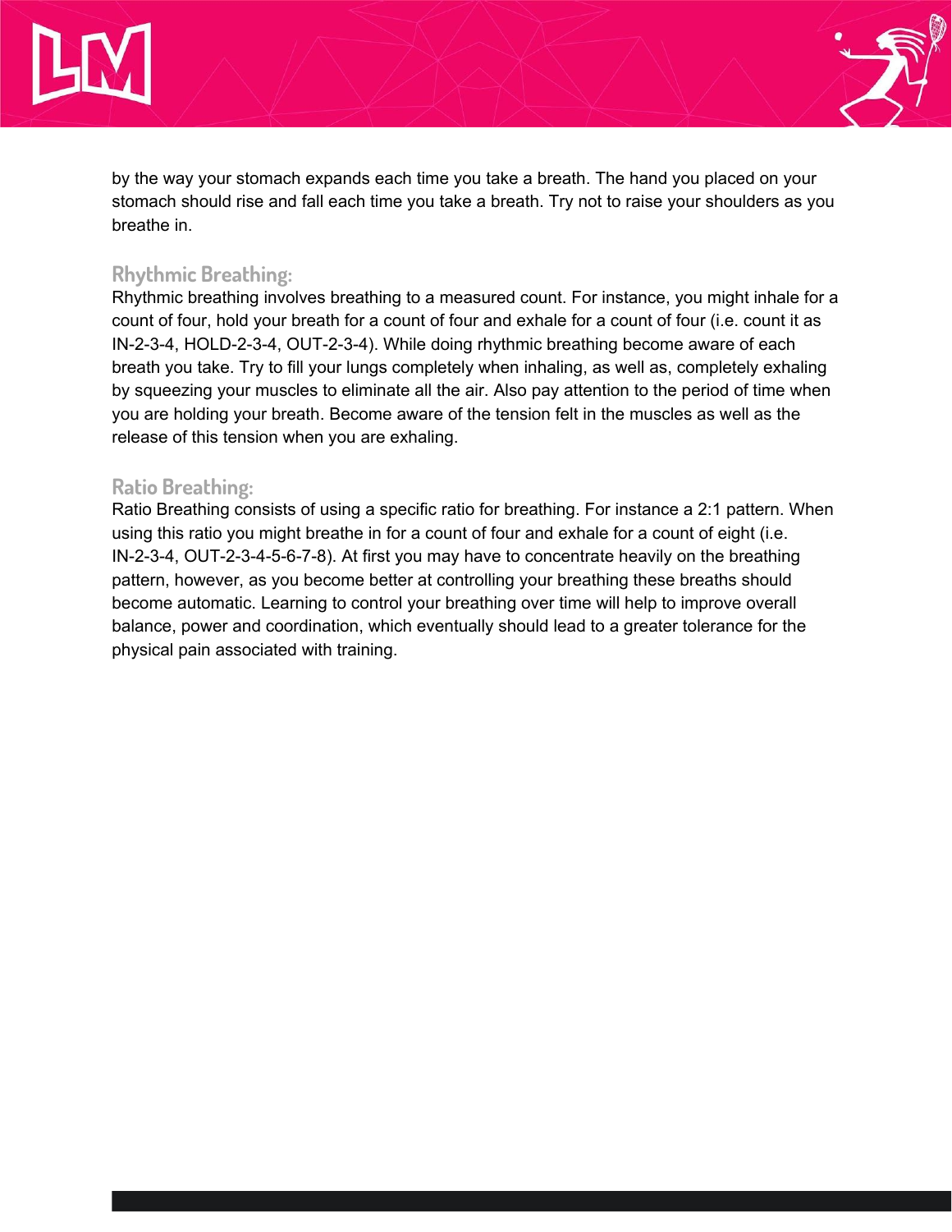by the way your stomach expands each time you take a breath. The hand you placed on your stomach should rise and fall each time you take a breath. Try not to raise your shoulders as you breathe in.

### Rhythmic Breathing:

Rhythmic breathing involves breathing to a measured count. For instance, you might inhale for a count of four, hold your breath for a count of four and exhale for a count of four (i.e. count it as IN-2-3-4, HOLD-2-3-4, OUT-2-3-4). While doing rhythmic breathing become aware of each breath you take. Try to fill your lungs completely when inhaling, as well as, completely exhaling by squeezing your muscles to eliminate all the air. Also pay attention to the period of time when you are holding your breath. Become aware of the tension felt in the muscles as well as the release of this tension when you are exhaling.

### Ratio Breathing:

Ratio Breathing consists of using a specific ratio for breathing. For instance a 2:1 pattern. When using this ratio you might breathe in for a count of four and exhale for a count of eight (i.e. IN-2-3-4, OUT-2-3-4-5-6-7-8). At first you may have to concentrate heavily on the breathing pattern, however, as you become better at controlling your breathing these breaths should become automatic. Learning to control your breathing over time will help to improve overall balance, power and coordination, which eventually should lead to a greater tolerance for the physical pain associated with training.